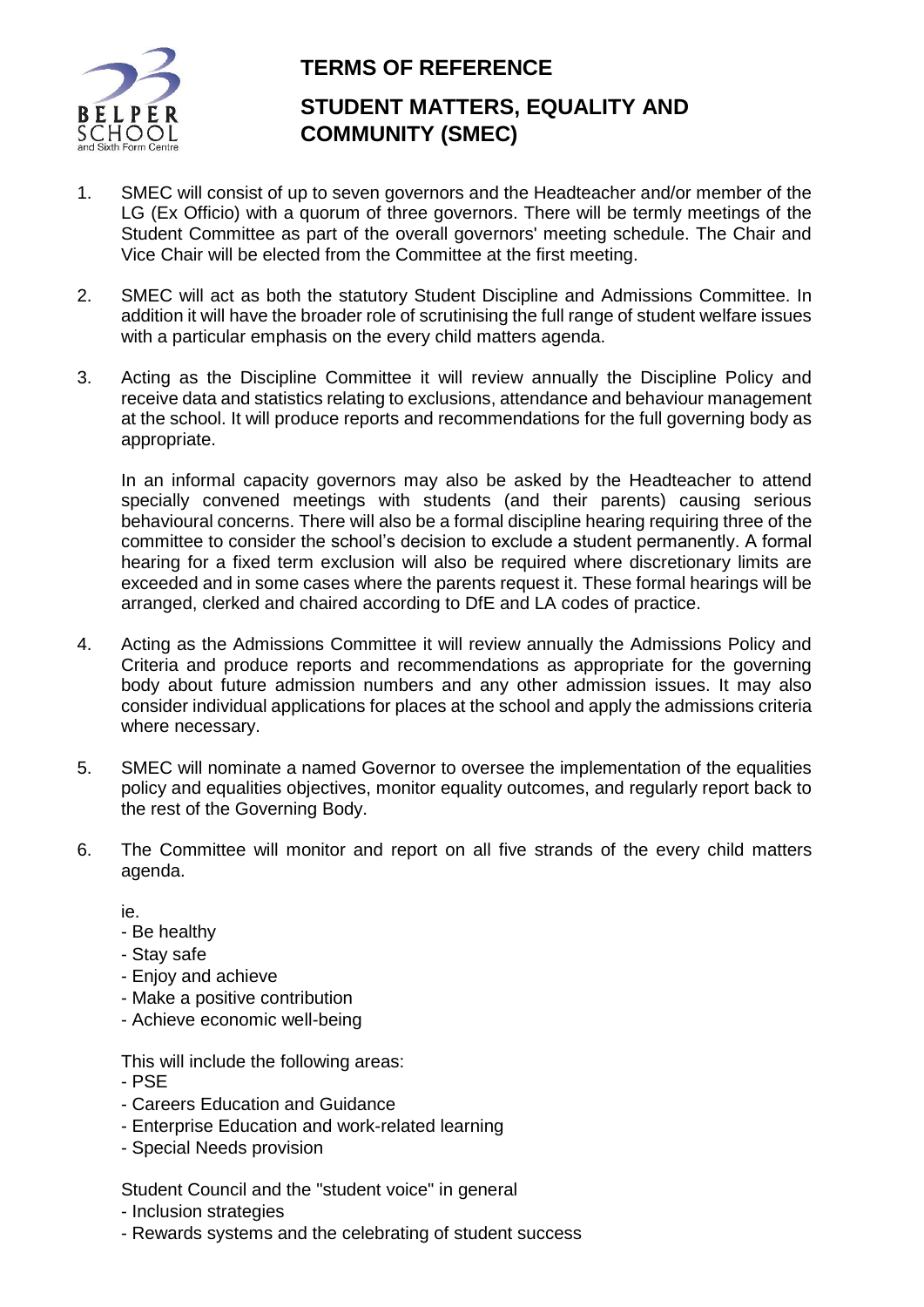# TERMS OF REFERENCE

## STUDENT MATTERS, EQUALITY AND COMMUNITY (SMEC)

1. SMEC will consist of up to seven governors and the Headteacher and/or member of the LG (Ex Officio) with a quorum of three governors. There will be termly meetings of the Student Committee as part of the overall governors' meeting schedule. The Chair and Vice Chair will be elected from the Committee at the first meeting.

2. SMEC will act as both the statutory Student Discipline and Admissions Committee. In addition it will have the broader role of scrutinising the full range of student welfare issues with a particular emphasis on the every child matters agenda.

3. Acting as the Discipline Committee it will review annually the Discipline Policy and receive data and statistics relating to exclusions, attendance and behaviour management at the school. It will produce reports and recommendations for the full governing body as appropriate.

   In an informal capacity governors may also be asked by the Headteacher to attend specially convened meetings with students (and their parents) causing serious behavioural concerns. There will also be a formal discipline hearing requiring three of the committee to consider the school's decision to exclude a student permanently. A formal hearing for a fixed term exclusion will also be required where discretionary limits are exceeded and in some cases where the parents request it. These formal hearings will be arranged, clerked and chaired according to DfE and LA codes of practice.

4. Acting as the Admissions Committee it will review annually the Admissions Policy and Criteria and produce reports and recommendations as appropriate for the governing body about future admission numbers and any other admission issues. It may also consider individual applications for places at the school and apply the admissions criteria where necessary.

5. SMEC will nominate a named Governor to oversee the implementation of the equalities policy and equalities objectives, monitor equality outcomes, and regularly report back to the rest of the Governing Body.

6. The Committee will monitor and report on all five strands of the every child matters agenda.

   ie.
   - Be healthy
   - Stay safe
   - Enjoy and achieve
   - Make a positive contribution
   - Achieve economic well-being

   This will include the following areas:
   - PSE
   - Careers Education and Guidance
   - Enterprise Education and work-related learning
   - Special Needs provision

   Student Council and the "student voice" in general
   - Inclusion strategies
   - Rewards systems and the celebrating of student success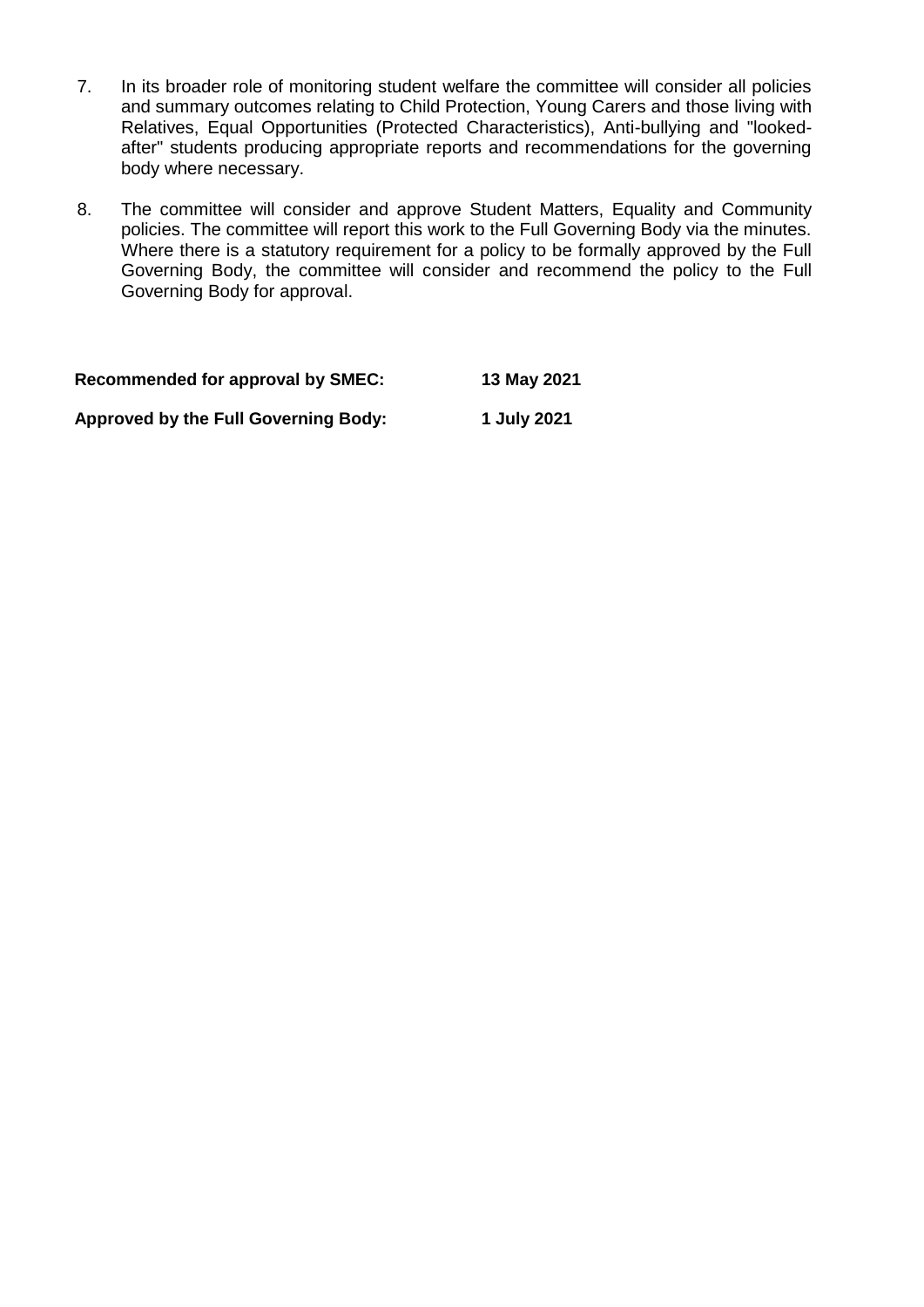7. In its broader role of monitoring student welfare the committee will consider all policies and summary outcomes relating to Child Protection, Young Carers and those living with Relatives, Equal Opportunities (Protected Characteristics), Anti-bullying and "looked-after" students producing appropriate reports and recommendations for the governing body where necessary.

8. The committee will consider and approve Student Matters, Equality and Community policies. The committee will report this work to the Full Governing Body via the minutes. Where there is a statutory requirement for a policy to be formally approved by the Full Governing Body, the committee will consider and recommend the policy to the Full Governing Body for approval.

**Recommended for approval by SMEC:** **13 May 2021**

**Approved by the Full Governing Body:** **1 July 2021**